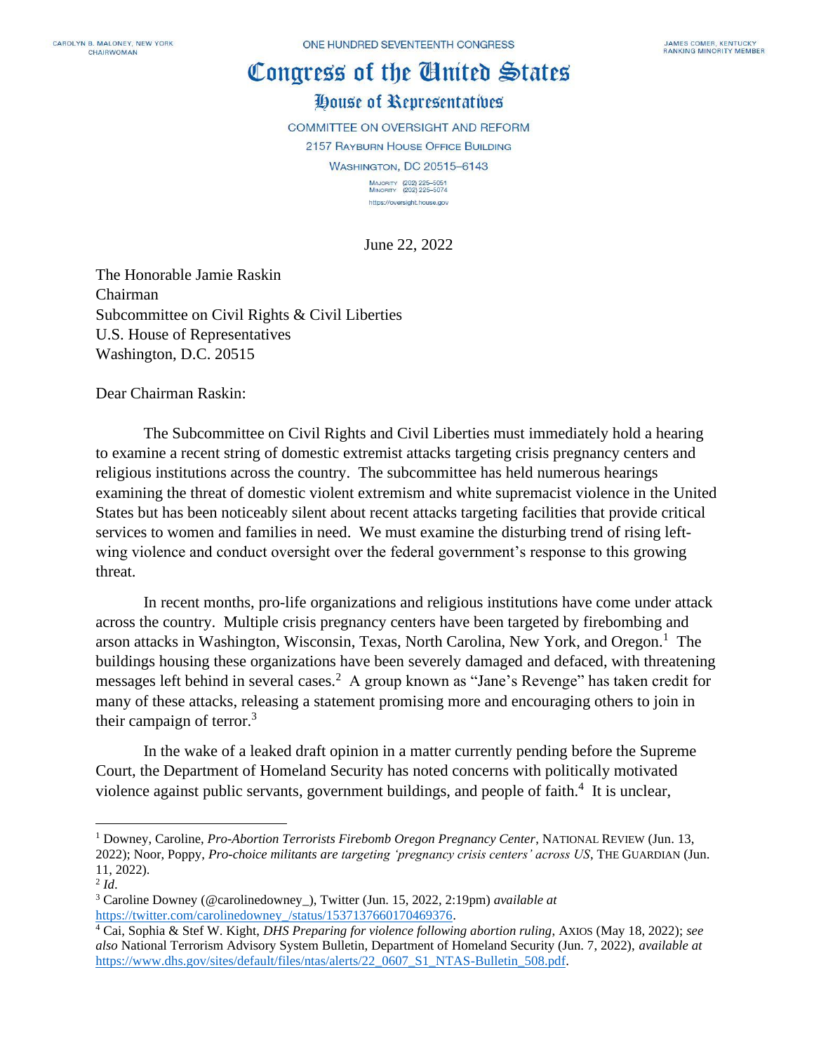CAROLYN B. MALONEY, NEW YORK
CHAIRWOMAN

ONE HUNDRED SEVENTEENTH CONGRESS

JAMES COMER, KENTUCKY
RANKING MINORITY MEMBER

# Congress of the United States

## House of Representatives

COMMITTEE ON OVERSIGHT AND REFORM
2157 RAYBURN HOUSE OFFICE BUILDING
WASHINGTON, DC 20515–6143

MAJORITY (202) 225–5051
MINORITY (202) 225–5074
https://oversight.house.gov

June 22, 2022

The Honorable Jamie Raskin
Chairman
Subcommittee on Civil Rights & Civil Liberties
U.S. House of Representatives
Washington, D.C. 20515

Dear Chairman Raskin:

The Subcommittee on Civil Rights and Civil Liberties must immediately hold a hearing to examine a recent string of domestic extremist attacks targeting crisis pregnancy centers and religious institutions across the country. The subcommittee has held numerous hearings examining the threat of domestic violent extremism and white supremacist violence in the United States but has been noticeably silent about recent attacks targeting facilities that provide critical services to women and families in need. We must examine the disturbing trend of rising left-wing violence and conduct oversight over the federal government's response to this growing threat.

In recent months, pro-life organizations and religious institutions have come under attack across the country. Multiple crisis pregnancy centers have been targeted by firebombing and arson attacks in Washington, Wisconsin, Texas, North Carolina, New York, and Oregon.[1] The buildings housing these organizations have been severely damaged and defaced, with threatening messages left behind in several cases.[2] A group known as "Jane's Revenge" has taken credit for many of these attacks, releasing a statement promising more and encouraging others to join in their campaign of terror.[3]

In the wake of a leaked draft opinion in a matter currently pending before the Supreme Court, the Department of Homeland Security has noted concerns with politically motivated violence against public servants, government buildings, and people of faith.[4] It is unclear,

---

[1] Downey, Caroline, *Pro-Abortion Terrorists Firebomb Oregon Pregnancy Center*, NATIONAL REVIEW (Jun. 13, 2022); Noor, Poppy, *Pro-choice militants are targeting 'pregnancy crisis centers' across US*, THE GUARDIAN (Jun. 11, 2022).

[2] *Id*.

[3] Caroline Downey (@carolinedowney_), Twitter (Jun. 15, 2022, 2:19pm) *available at* https://twitter.com/carolinedowney_/status/1537137660170469376.

[4] Cai, Sophia & Stef W. Kight, *DHS Preparing for violence following abortion ruling*, AXIOS (May 18, 2022); *see also* National Terrorism Advisory System Bulletin, Department of Homeland Security (Jun. 7, 2022), *available at* https://www.dhs.gov/sites/default/files/ntas/alerts/22_0607_S1_NTAS-Bulletin_508.pdf.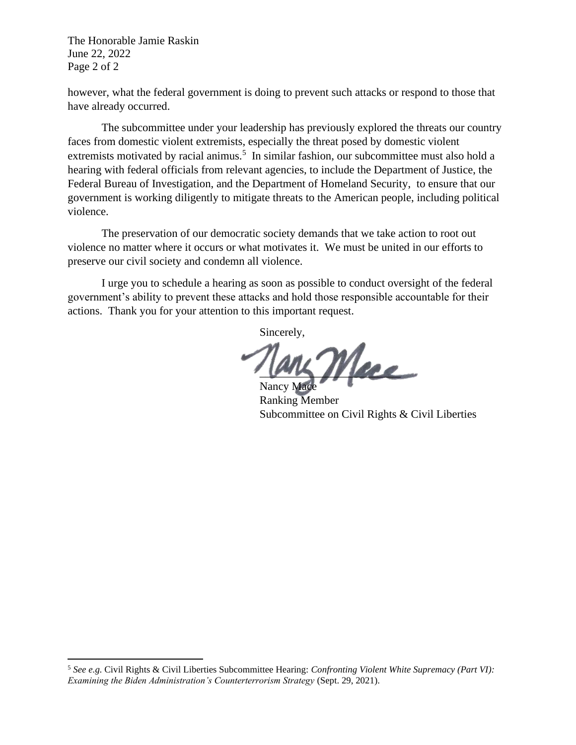however, what the federal government is doing to prevent such attacks or respond to those that have already occurred.

The subcommittee under your leadership has previously explored the threats our country faces from domestic violent extremists, especially the threat posed by domestic violent extremists motivated by racial animus.[5] In similar fashion, our subcommittee must also hold a hearing with federal officials from relevant agencies, to include the Department of Justice, the Federal Bureau of Investigation, and the Department of Homeland Security, to ensure that our government is working diligently to mitigate threats to the American people, including political violence.

The preservation of our democratic society demands that we take action to root out violence no matter where it occurs or what motivates it. We must be united in our efforts to preserve our civil society and condemn all violence.

I urge you to schedule a hearing as soon as possible to conduct oversight of the federal government's ability to prevent these attacks and hold those responsible accountable for their actions. Thank you for your attention to this important request.

Sincerely,

Nancy Mace
Ranking Member
Subcommittee on Civil Rights & Civil Liberties

---

[5] *See e.g.* Civil Rights & Civil Liberties Subcommittee Hearing: *Confronting Violent White Supremacy (Part VI): Examining the Biden Administration's Counterterrorism Strategy* (Sept. 29, 2021).